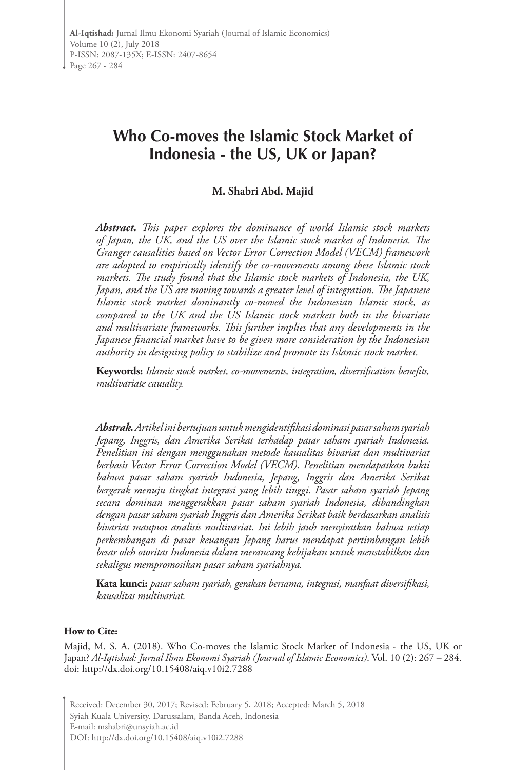# Who Co-moves the Islamic Stock Market of Indonesia - the US, UK or Japan?

**M. Shabri Abd. Majid**

***Abstract.*** *This paper explores the dominance of world Islamic stock markets of Japan, the UK, and the US over the Islamic stock market of Indonesia. The Granger causalities based on Vector Error Correction Model (VECM) framework are adopted to empirically identify the co-movements among these Islamic stock markets. The study found that the Islamic stock markets of Indonesia, the UK, Japan, and the US are moving towards a greater level of integration. The Japanese Islamic stock market dominantly co-moved the Indonesian Islamic stock, as compared to the UK and the US Islamic stock markets both in the bivariate and multivariate frameworks. This further implies that any developments in the Japanese financial market have to be given more consideration by the Indonesian authority in designing policy to stabilize and promote its Islamic stock market.*

**Keywords:** *Islamic stock market, co-movements, integration, diversification benefits, multivariate causality.*

***Abstrak.*** *Artikel ini bertujuan untuk mengidentifikasi dominasi pasar saham syariah Jepang, Inggris, dan Amerika Serikat terhadap pasar saham syariah Indonesia. Penelitian ini dengan menggunakan metode kausalitas bivariat dan multivariat berbasis Vector Error Correction Model (VECM). Penelitian mendapatkan bukti bahwa pasar saham syariah Indonesia, Jepang, Inggris dan Amerika Serikat bergerak menuju tingkat integrasi yang lebih tinggi. Pasar saham syariah Jepang secara dominan menggerakkan pasar saham syariah Indonesia, dibandingkan dengan pasar saham syariah Inggris dan Amerika Serikat baik berdasarkan analisis bivariat maupun analisis multivariat. Ini lebih jauh menyiratkan bahwa setiap perkembangan di pasar keuangan Jepang harus mendapat pertimbangan lebih besar oleh otoritas Indonesia dalam merancang kebijakan untuk menstabilkan dan sekaligus mempromosikan pasar saham syariahnya.*

**Kata kunci:** *pasar saham syariah, gerakan bersama, integrasi, manfaat diversifikasi, kausalitas multivariat.*

**How to Cite:**

Majid, M. S. A. (2018). Who Co-moves the Islamic Stock Market of Indonesia - the US, UK or Japan? *Al-Iqtishad: Jurnal Ilmu Ekonomi Syariah (Journal of Islamic Economics)*. Vol. 10 (2): 267 – 284. doi: http://dx.doi.org/10.15408/aiq.v10i2.7288

Received: December 30, 2017; Revised: February 5, 2018; Accepted: March 5, 2018
Syiah Kuala University. Darussalam, Banda Aceh, Indonesia
E-mail: mshabri@unsyiah.ac.id
DOI: http://dx.doi.org/10.15408/aiq.v10i2.7288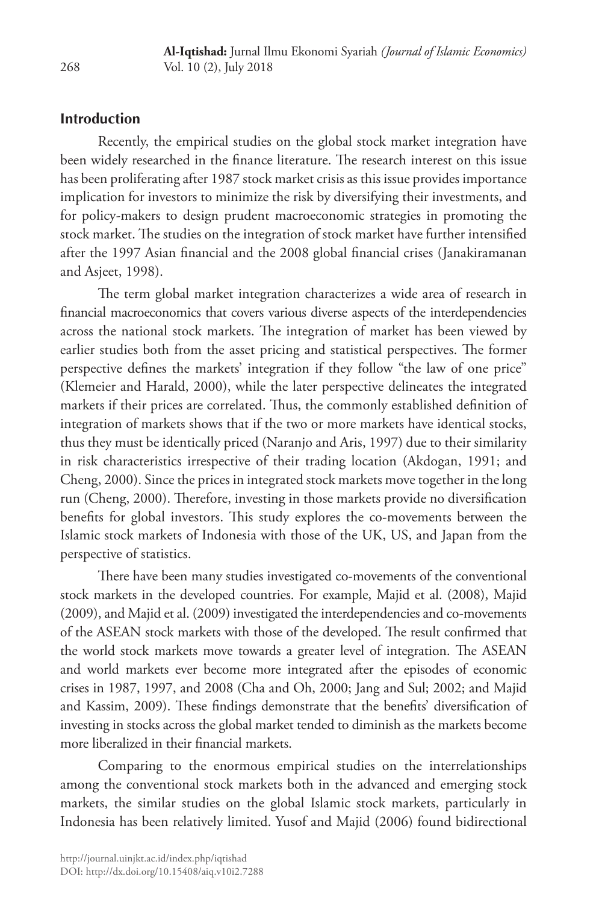## Introduction

Recently, the empirical studies on the global stock market integration have been widely researched in the finance literature. The research interest on this issue has been proliferating after 1987 stock market crisis as this issue provides importance implication for investors to minimize the risk by diversifying their investments, and for policy-makers to design prudent macroeconomic strategies in promoting the stock market. The studies on the integration of stock market have further intensified after the 1997 Asian financial and the 2008 global financial crises (Janakiramanan and Asjeet, 1998).

The term global market integration characterizes a wide area of research in financial macroeconomics that covers various diverse aspects of the interdependencies across the national stock markets. The integration of market has been viewed by earlier studies both from the asset pricing and statistical perspectives. The former perspective defines the markets' integration if they follow "the law of one price" (Klemeier and Harald, 2000), while the later perspective delineates the integrated markets if their prices are correlated. Thus, the commonly established definition of integration of markets shows that if the two or more markets have identical stocks, thus they must be identically priced (Naranjo and Aris, 1997) due to their similarity in risk characteristics irrespective of their trading location (Akdogan, 1991; and Cheng, 2000). Since the prices in integrated stock markets move together in the long run (Cheng, 2000). Therefore, investing in those markets provide no diversification benefits for global investors. This study explores the co-movements between the Islamic stock markets of Indonesia with those of the UK, US, and Japan from the perspective of statistics.

There have been many studies investigated co-movements of the conventional stock markets in the developed countries. For example, Majid et al. (2008), Majid (2009), and Majid et al. (2009) investigated the interdependencies and co-movements of the ASEAN stock markets with those of the developed. The result confirmed that the world stock markets move towards a greater level of integration. The ASEAN and world markets ever become more integrated after the episodes of economic crises in 1987, 1997, and 2008 (Cha and Oh, 2000; Jang and Sul; 2002; and Majid and Kassim, 2009). These findings demonstrate that the benefits' diversification of investing in stocks across the global market tended to diminish as the markets become more liberalized in their financial markets.

Comparing to the enormous empirical studies on the interrelationships among the conventional stock markets both in the advanced and emerging stock markets, the similar studies on the global Islamic stock markets, particularly in Indonesia has been relatively limited. Yusof and Majid (2006) found bidirectional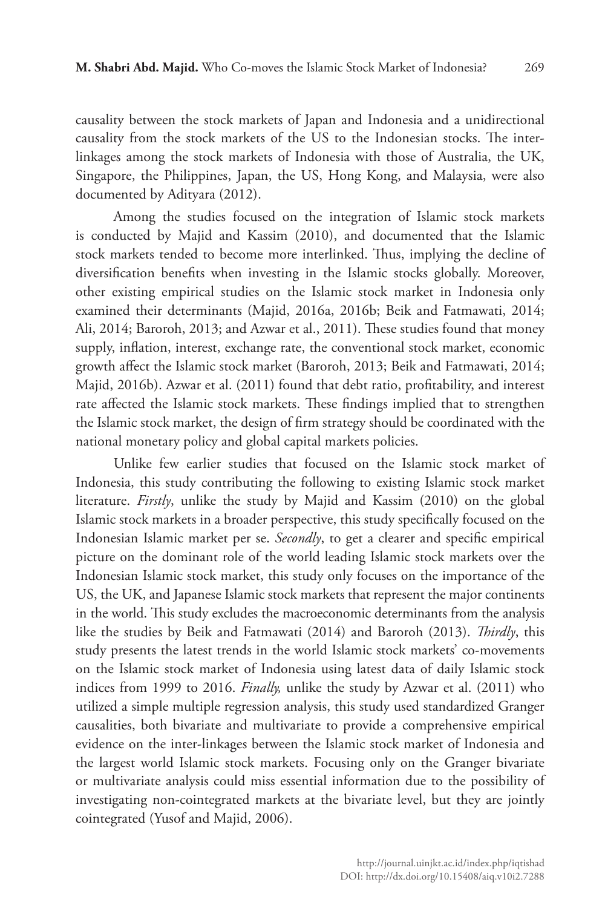causality between the stock markets of Japan and Indonesia and a unidirectional causality from the stock markets of the US to the Indonesian stocks. The inter-linkages among the stock markets of Indonesia with those of Australia, the UK, Singapore, the Philippines, Japan, the US, Hong Kong, and Malaysia, were also documented by Adityara (2012).

Among the studies focused on the integration of Islamic stock markets is conducted by Majid and Kassim (2010), and documented that the Islamic stock markets tended to become more interlinked. Thus, implying the decline of diversification benefits when investing in the Islamic stocks globally. Moreover, other existing empirical studies on the Islamic stock market in Indonesia only examined their determinants (Majid, 2016a, 2016b; Beik and Fatmawati, 2014; Ali, 2014; Baroroh, 2013; and Azwar et al., 2011). These studies found that money supply, inflation, interest, exchange rate, the conventional stock market, economic growth affect the Islamic stock market (Baroroh, 2013; Beik and Fatmawati, 2014; Majid, 2016b). Azwar et al. (2011) found that debt ratio, profitability, and interest rate affected the Islamic stock markets. These findings implied that to strengthen the Islamic stock market, the design of firm strategy should be coordinated with the national monetary policy and global capital markets policies.

Unlike few earlier studies that focused on the Islamic stock market of Indonesia, this study contributing the following to existing Islamic stock market literature. *Firstly*, unlike the study by Majid and Kassim (2010) on the global Islamic stock markets in a broader perspective, this study specifically focused on the Indonesian Islamic market per se. *Secondly*, to get a clearer and specific empirical picture on the dominant role of the world leading Islamic stock markets over the Indonesian Islamic stock market, this study only focuses on the importance of the US, the UK, and Japanese Islamic stock markets that represent the major continents in the world. This study excludes the macroeconomic determinants from the analysis like the studies by Beik and Fatmawati (2014) and Baroroh (2013). *Thirdly*, this study presents the latest trends in the world Islamic stock markets' co-movements on the Islamic stock market of Indonesia using latest data of daily Islamic stock indices from 1999 to 2016. *Finally,* unlike the study by Azwar et al. (2011) who utilized a simple multiple regression analysis, this study used standardized Granger causalities, both bivariate and multivariate to provide a comprehensive empirical evidence on the inter-linkages between the Islamic stock market of Indonesia and the largest world Islamic stock markets. Focusing only on the Granger bivariate or multivariate analysis could miss essential information due to the possibility of investigating non-cointegrated markets at the bivariate level, but they are jointly cointegrated (Yusof and Majid, 2006).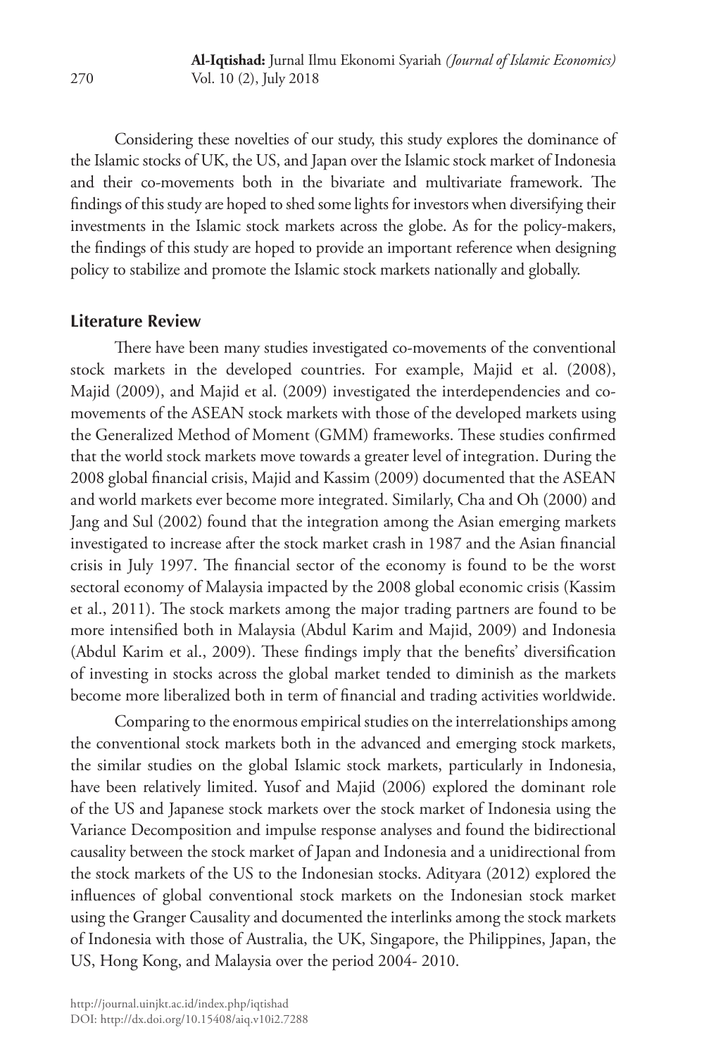Considering these novelties of our study, this study explores the dominance of the Islamic stocks of UK, the US, and Japan over the Islamic stock market of Indonesia and their co-movements both in the bivariate and multivariate framework. The findings of this study are hoped to shed some lights for investors when diversifying their investments in the Islamic stock markets across the globe. As for the policy-makers, the findings of this study are hoped to provide an important reference when designing policy to stabilize and promote the Islamic stock markets nationally and globally.

## Literature Review

There have been many studies investigated co-movements of the conventional stock markets in the developed countries. For example, Majid et al. (2008), Majid (2009), and Majid et al. (2009) investigated the interdependencies and co-movements of the ASEAN stock markets with those of the developed markets using the Generalized Method of Moment (GMM) frameworks. These studies confirmed that the world stock markets move towards a greater level of integration. During the 2008 global financial crisis, Majid and Kassim (2009) documented that the ASEAN and world markets ever become more integrated. Similarly, Cha and Oh (2000) and Jang and Sul (2002) found that the integration among the Asian emerging markets investigated to increase after the stock market crash in 1987 and the Asian financial crisis in July 1997. The financial sector of the economy is found to be the worst sectoral economy of Malaysia impacted by the 2008 global economic crisis (Kassim et al., 2011). The stock markets among the major trading partners are found to be more intensified both in Malaysia (Abdul Karim and Majid, 2009) and Indonesia (Abdul Karim et al., 2009). These findings imply that the benefits' diversification of investing in stocks across the global market tended to diminish as the markets become more liberalized both in term of financial and trading activities worldwide.

Comparing to the enormous empirical studies on the interrelationships among the conventional stock markets both in the advanced and emerging stock markets, the similar studies on the global Islamic stock markets, particularly in Indonesia, have been relatively limited. Yusof and Majid (2006) explored the dominant role of the US and Japanese stock markets over the stock market of Indonesia using the Variance Decomposition and impulse response analyses and found the bidirectional causality between the stock market of Japan and Indonesia and a unidirectional from the stock markets of the US to the Indonesian stocks. Adityara (2012) explored the influences of global conventional stock markets on the Indonesian stock market using the Granger Causality and documented the interlinks among the stock markets of Indonesia with those of Australia, the UK, Singapore, the Philippines, Japan, the US, Hong Kong, and Malaysia over the period 2004- 2010.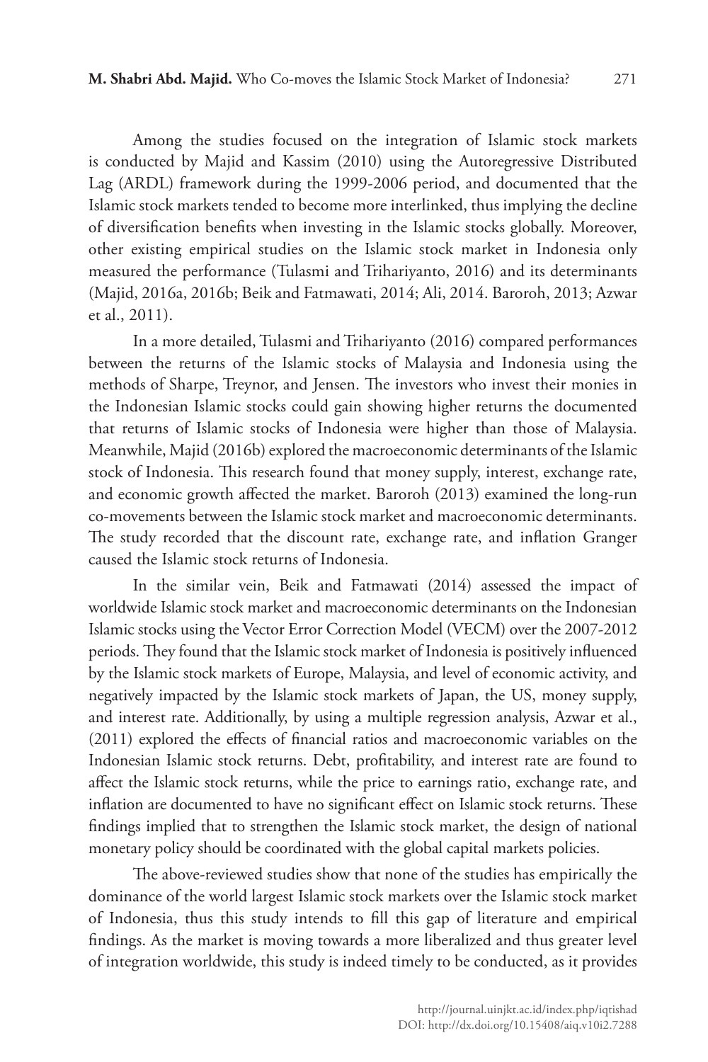Among the studies focused on the integration of Islamic stock markets is conducted by Majid and Kassim (2010) using the Autoregressive Distributed Lag (ARDL) framework during the 1999-2006 period, and documented that the Islamic stock markets tended to become more interlinked, thus implying the decline of diversification benefits when investing in the Islamic stocks globally. Moreover, other existing empirical studies on the Islamic stock market in Indonesia only measured the performance (Tulasmi and Trihariyanto, 2016) and its determinants (Majid, 2016a, 2016b; Beik and Fatmawati, 2014; Ali, 2014. Baroroh, 2013; Azwar et al., 2011).

In a more detailed, Tulasmi and Trihariyanto (2016) compared performances between the returns of the Islamic stocks of Malaysia and Indonesia using the methods of Sharpe, Treynor, and Jensen. The investors who invest their monies in the Indonesian Islamic stocks could gain showing higher returns the documented that returns of Islamic stocks of Indonesia were higher than those of Malaysia. Meanwhile, Majid (2016b) explored the macroeconomic determinants of the Islamic stock of Indonesia. This research found that money supply, interest, exchange rate, and economic growth affected the market. Baroroh (2013) examined the long-run co-movements between the Islamic stock market and macroeconomic determinants. The study recorded that the discount rate, exchange rate, and inflation Granger caused the Islamic stock returns of Indonesia.

In the similar vein, Beik and Fatmawati (2014) assessed the impact of worldwide Islamic stock market and macroeconomic determinants on the Indonesian Islamic stocks using the Vector Error Correction Model (VECM) over the 2007-2012 periods. They found that the Islamic stock market of Indonesia is positively influenced by the Islamic stock markets of Europe, Malaysia, and level of economic activity, and negatively impacted by the Islamic stock markets of Japan, the US, money supply, and interest rate. Additionally, by using a multiple regression analysis, Azwar et al., (2011) explored the effects of financial ratios and macroeconomic variables on the Indonesian Islamic stock returns. Debt, profitability, and interest rate are found to affect the Islamic stock returns, while the price to earnings ratio, exchange rate, and inflation are documented to have no significant effect on Islamic stock returns. These findings implied that to strengthen the Islamic stock market, the design of national monetary policy should be coordinated with the global capital markets policies.

The above-reviewed studies show that none of the studies has empirically the dominance of the world largest Islamic stock markets over the Islamic stock market of Indonesia, thus this study intends to fill this gap of literature and empirical findings. As the market is moving towards a more liberalized and thus greater level of integration worldwide, this study is indeed timely to be conducted, as it provides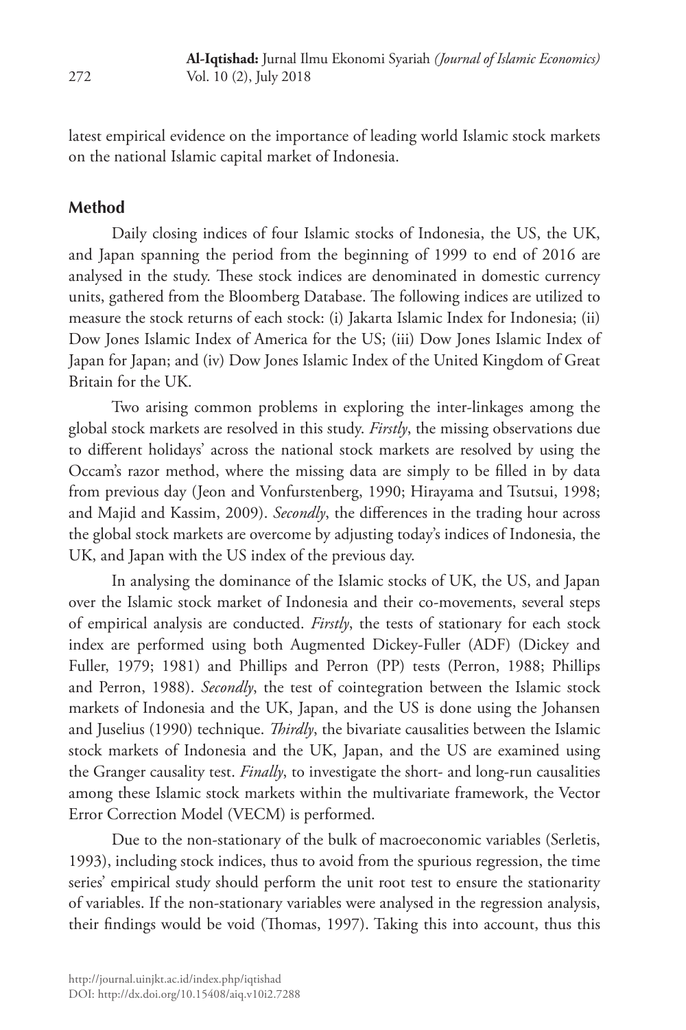latest empirical evidence on the importance of leading world Islamic stock markets on the national Islamic capital market of Indonesia.

## Method

Daily closing indices of four Islamic stocks of Indonesia, the US, the UK, and Japan spanning the period from the beginning of 1999 to end of 2016 are analysed in the study. These stock indices are denominated in domestic currency units, gathered from the Bloomberg Database. The following indices are utilized to measure the stock returns of each stock: (i) Jakarta Islamic Index for Indonesia; (ii) Dow Jones Islamic Index of America for the US; (iii) Dow Jones Islamic Index of Japan for Japan; and (iv) Dow Jones Islamic Index of the United Kingdom of Great Britain for the UK.

Two arising common problems in exploring the inter-linkages among the global stock markets are resolved in this study. *Firstly*, the missing observations due to different holidays' across the national stock markets are resolved by using the Occam's razor method, where the missing data are simply to be filled in by data from previous day (Jeon and Vonfurstenberg, 1990; Hirayama and Tsutsui, 1998; and Majid and Kassim, 2009). *Secondly*, the differences in the trading hour across the global stock markets are overcome by adjusting today's indices of Indonesia, the UK, and Japan with the US index of the previous day.

In analysing the dominance of the Islamic stocks of UK, the US, and Japan over the Islamic stock market of Indonesia and their co-movements, several steps of empirical analysis are conducted. *Firstly*, the tests of stationary for each stock index are performed using both Augmented Dickey-Fuller (ADF) (Dickey and Fuller, 1979; 1981) and Phillips and Perron (PP) tests (Perron, 1988; Phillips and Perron, 1988). *Secondly*, the test of cointegration between the Islamic stock markets of Indonesia and the UK, Japan, and the US is done using the Johansen and Juselius (1990) technique. *Thirdly*, the bivariate causalities between the Islamic stock markets of Indonesia and the UK, Japan, and the US are examined using the Granger causality test. *Finally*, to investigate the short- and long-run causalities among these Islamic stock markets within the multivariate framework, the Vector Error Correction Model (VECM) is performed.

Due to the non-stationary of the bulk of macroeconomic variables (Serletis, 1993), including stock indices, thus to avoid from the spurious regression, the time series' empirical study should perform the unit root test to ensure the stationarity of variables. If the non-stationary variables were analysed in the regression analysis, their findings would be void (Thomas, 1997). Taking this into account, thus this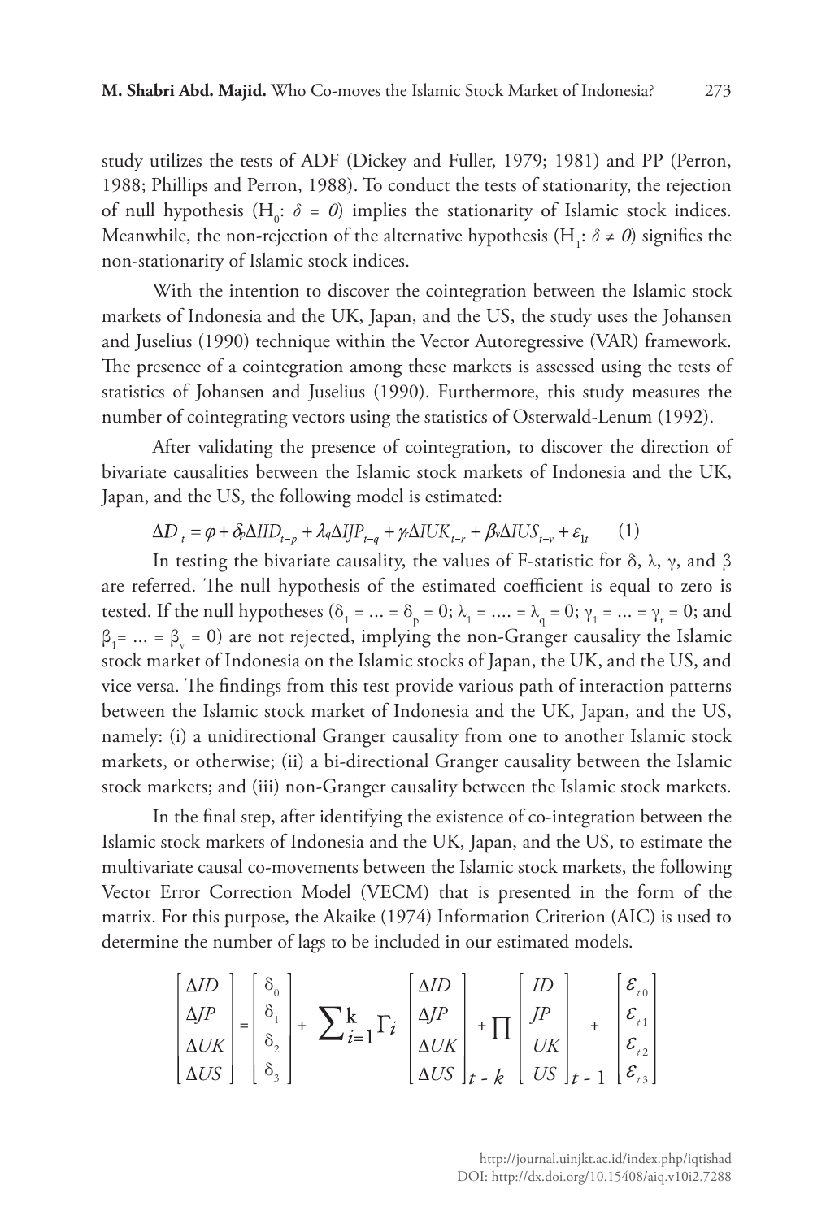study utilizes the tests of ADF (Dickey and Fuller, 1979; 1981) and PP (Perron, 1988; Phillips and Perron, 1988). To conduct the tests of stationarity, the rejection of null hypothesis ($H_0$: $\delta = 0$) implies the stationarity of Islamic stock indices. Meanwhile, the non-rejection of the alternative hypothesis ($H_1$: $\delta \neq 0$) signifies the non-stationarity of Islamic stock indices.

With the intention to discover the cointegration between the Islamic stock markets of Indonesia and the UK, Japan, and the US, the study uses the Johansen and Juselius (1990) technique within the Vector Autoregressive (VAR) framework. The presence of a cointegration among these markets is assessed using the tests of statistics of Johansen and Juselius (1990). Furthermore, this study measures the number of cointegrating vectors using the statistics of Osterwald-Lenum (1992).

After validating the presence of cointegration, to discover the direction of bivariate causalities between the Islamic stock markets of Indonesia and the UK, Japan, and the US, the following model is estimated:

$$\Delta D_t = \varphi + \delta_p \Delta IID_{t-p} + \lambda_q \Delta IJP_{t-q} + \gamma_r \Delta IUK_{t-r} + \beta_v \Delta IUS_{t-v} + \varepsilon_{1t} \quad (1)$$

In testing the bivariate causality, the values of F-statistic for δ, λ, γ, and β are referred. The null hypothesis of the estimated coefficient is equal to zero is tested. If the null hypotheses ($\delta_1 = ... = \delta_p = 0$; $\lambda_1 = .... = \lambda_q = 0$; $\gamma_1 = ... = \gamma_r = 0$; and $\beta_1 = ... = \beta_v = 0$) are not rejected, implying the non-Granger causality the Islamic stock market of Indonesia on the Islamic stocks of Japan, the UK, and the US, and vice versa. The findings from this test provide various path of interaction patterns between the Islamic stock market of Indonesia and the UK, Japan, and the US, namely: (i) a unidirectional Granger causality from one to another Islamic stock markets, or otherwise; (ii) a bi-directional Granger causality between the Islamic stock markets; and (iii) non-Granger causality between the Islamic stock markets.

In the final step, after identifying the existence of co-integration between the Islamic stock markets of Indonesia and the UK, Japan, and the US, to estimate the multivariate causal co-movements between the Islamic stock markets, the following Vector Error Correction Model (VECM) that is presented in the form of the matrix. For this purpose, the Akaike (1974) Information Criterion (AIC) is used to determine the number of lags to be included in our estimated models.

$$\begin{bmatrix} \Delta ID \\ \Delta JP \\ \Delta UK \\ \Delta US \end{bmatrix} = \begin{bmatrix} \delta_0 \\ \delta_1 \\ \delta_2 \\ \delta_3 \end{bmatrix} + \sum_{i=1}^{k} \Gamma_i \begin{bmatrix} \Delta ID \\ \Delta JP \\ \Delta UK \\ \Delta US \end{bmatrix}_{t-k} + \prod \begin{bmatrix} ID \\ JP \\ UK \\ US \end{bmatrix}_{t-1} + \begin{bmatrix} \varepsilon_{t0} \\ \varepsilon_{t1} \\ \varepsilon_{t2} \\ \varepsilon_{t3} \end{bmatrix}$$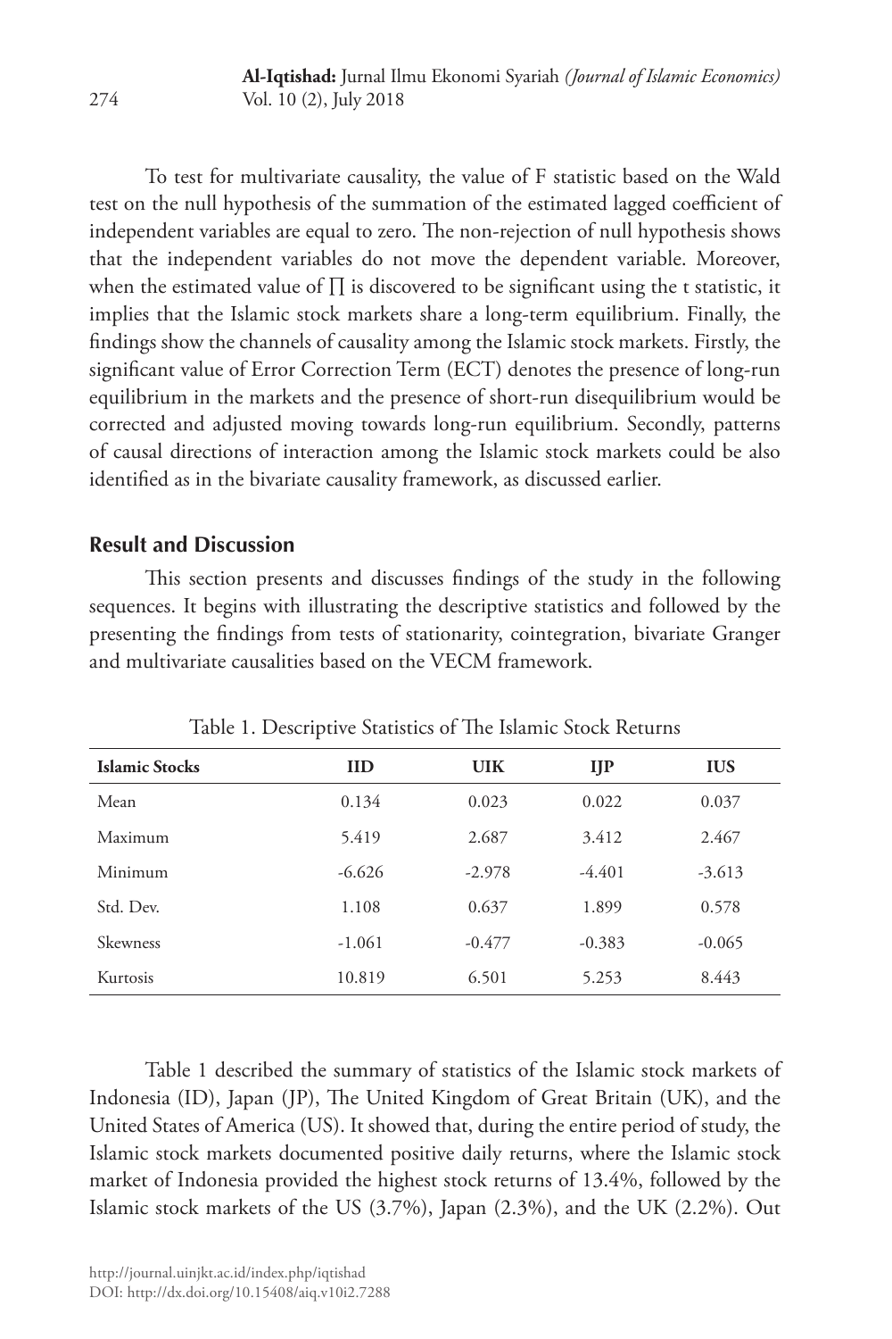To test for multivariate causality, the value of F statistic based on the Wald test on the null hypothesis of the summation of the estimated lagged coefficient of independent variables are equal to zero. The non-rejection of null hypothesis shows that the independent variables do not move the dependent variable. Moreover, when the estimated value of $\prod$ is discovered to be significant using the t statistic, it implies that the Islamic stock markets share a long-term equilibrium. Finally, the findings show the channels of causality among the Islamic stock markets. Firstly, the significant value of Error Correction Term (ECT) denotes the presence of long-run equilibrium in the markets and the presence of short-run disequilibrium would be corrected and adjusted moving towards long-run equilibrium. Secondly, patterns of causal directions of interaction among the Islamic stock markets could be also identified as in the bivariate causality framework, as discussed earlier.

## Result and Discussion

This section presents and discusses findings of the study in the following sequences. It begins with illustrating the descriptive statistics and followed by the presenting the findings from tests of stationarity, cointegration, bivariate Granger and multivariate causalities based on the VECM framework.

Table 1. Descriptive Statistics of The Islamic Stock Returns

| Islamic Stocks | IID | UIK | IJP | IUS |
|---|---|---|---|---|
| Mean | 0.134 | 0.023 | 0.022 | 0.037 |
| Maximum | 5.419 | 2.687 | 3.412 | 2.467 |
| Minimum | -6.626 | -2.978 | -4.401 | -3.613 |
| Std. Dev. | 1.108 | 0.637 | 1.899 | 0.578 |
| Skewness | -1.061 | -0.477 | -0.383 | -0.065 |
| Kurtosis | 10.819 | 6.501 | 5.253 | 8.443 |

Table 1 described the summary of statistics of the Islamic stock markets of Indonesia (ID), Japan (JP), The United Kingdom of Great Britain (UK), and the United States of America (US). It showed that, during the entire period of study, the Islamic stock markets documented positive daily returns, where the Islamic stock market of Indonesia provided the highest stock returns of 13.4%, followed by the Islamic stock markets of the US (3.7%), Japan (2.3%), and the UK (2.2%). Out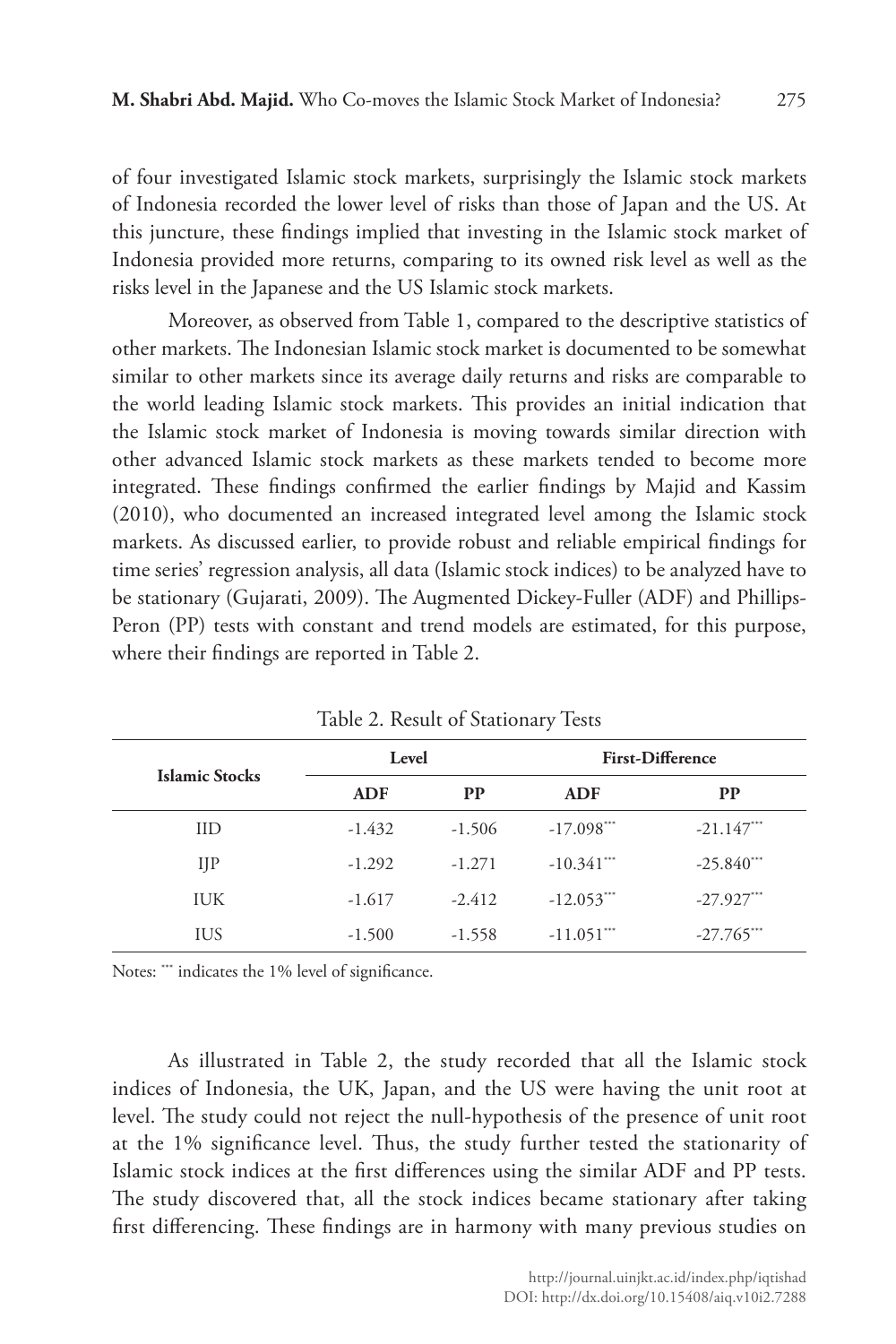of four investigated Islamic stock markets, surprisingly the Islamic stock markets of Indonesia recorded the lower level of risks than those of Japan and the US. At this juncture, these findings implied that investing in the Islamic stock market of Indonesia provided more returns, comparing to its owned risk level as well as the risks level in the Japanese and the US Islamic stock markets.

Moreover, as observed from Table 1, compared to the descriptive statistics of other markets. The Indonesian Islamic stock market is documented to be somewhat similar to other markets since its average daily returns and risks are comparable to the world leading Islamic stock markets. This provides an initial indication that the Islamic stock market of Indonesia is moving towards similar direction with other advanced Islamic stock markets as these markets tended to become more integrated. These findings confirmed the earlier findings by Majid and Kassim (2010), who documented an increased integrated level among the Islamic stock markets. As discussed earlier, to provide robust and reliable empirical findings for time series' regression analysis, all data (Islamic stock indices) to be analyzed have to be stationary (Gujarati, 2009). The Augmented Dickey-Fuller (ADF) and Phillips-Peron (PP) tests with constant and trend models are estimated, for this purpose, where their findings are reported in Table 2.

Table 2. Result of Stationary Tests

| Islamic Stocks | Level | | First-Difference | |
|---|---|---|---|---|
| | **ADF** | **PP** | **ADF** | **PP** |
| IID | -1.432 | -1.506 | -17.098*** | -21.147*** |
| IJP | -1.292 | -1.271 | -10.341*** | -25.840*** |
| IUK | -1.617 | -2.412 | -12.053*** | -27.927*** |
| IUS | -1.500 | -1.558 | -11.051*** | -27.765*** |

Notes: *** indicates the 1% level of significance.

As illustrated in Table 2, the study recorded that all the Islamic stock indices of Indonesia, the UK, Japan, and the US were having the unit root at level. The study could not reject the null-hypothesis of the presence of unit root at the 1% significance level. Thus, the study further tested the stationarity of Islamic stock indices at the first differences using the similar ADF and PP tests. The study discovered that, all the stock indices became stationary after taking first differencing. These findings are in harmony with many previous studies on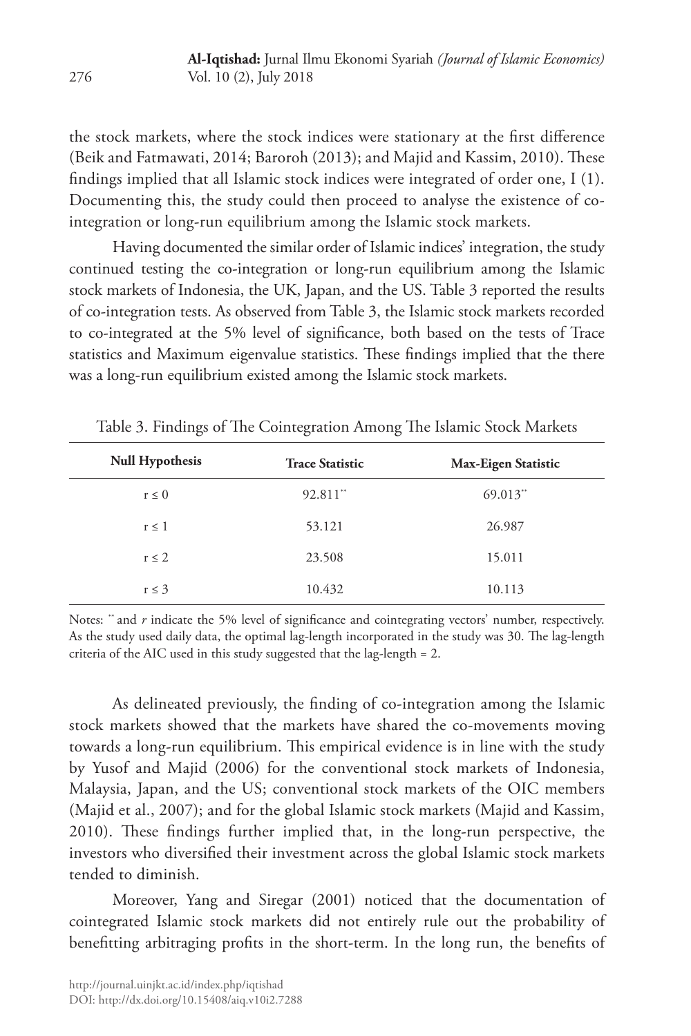the stock markets, where the stock indices were stationary at the first difference (Beik and Fatmawati, 2014; Baroroh (2013); and Majid and Kassim, 2010). These findings implied that all Islamic stock indices were integrated of order one, I (1). Documenting this, the study could then proceed to analyse the existence of co-integration or long-run equilibrium among the Islamic stock markets.

Having documented the similar order of Islamic indices' integration, the study continued testing the co-integration or long-run equilibrium among the Islamic stock markets of Indonesia, the UK, Japan, and the US. Table 3 reported the results of co-integration tests. As observed from Table 3, the Islamic stock markets recorded to co-integrated at the 5% level of significance, both based on the tests of Trace statistics and Maximum eigenvalue statistics. These findings implied that the there was a long-run equilibrium existed among the Islamic stock markets.

Table 3. Findings of The Cointegration Among The Islamic Stock Markets

| Null Hypothesis | Trace Statistic | Max-Eigen Statistic |
|---|---|---|
| $r \leq 0$ | 92.811** | 69.013** |
| $r \leq 1$ | 53.121 | 26.987 |
| $r \leq 2$ | 23.508 | 15.011 |
| $r \leq 3$ | 10.432 | 10.113 |

Notes: ** and *r* indicate the 5% level of significance and cointegrating vectors' number, respectively. As the study used daily data, the optimal lag-length incorporated in the study was 30. The lag-length criteria of the AIC used in this study suggested that the lag-length = 2.

As delineated previously, the finding of co-integration among the Islamic stock markets showed that the markets have shared the co-movements moving towards a long-run equilibrium. This empirical evidence is in line with the study by Yusof and Majid (2006) for the conventional stock markets of Indonesia, Malaysia, Japan, and the US; conventional stock markets of the OIC members (Majid et al., 2007); and for the global Islamic stock markets (Majid and Kassim, 2010). These findings further implied that, in the long-run perspective, the investors who diversified their investment across the global Islamic stock markets tended to diminish.

Moreover, Yang and Siregar (2001) noticed that the documentation of cointegrated Islamic stock markets did not entirely rule out the probability of benefitting arbitraging profits in the short-term. In the long run, the benefits of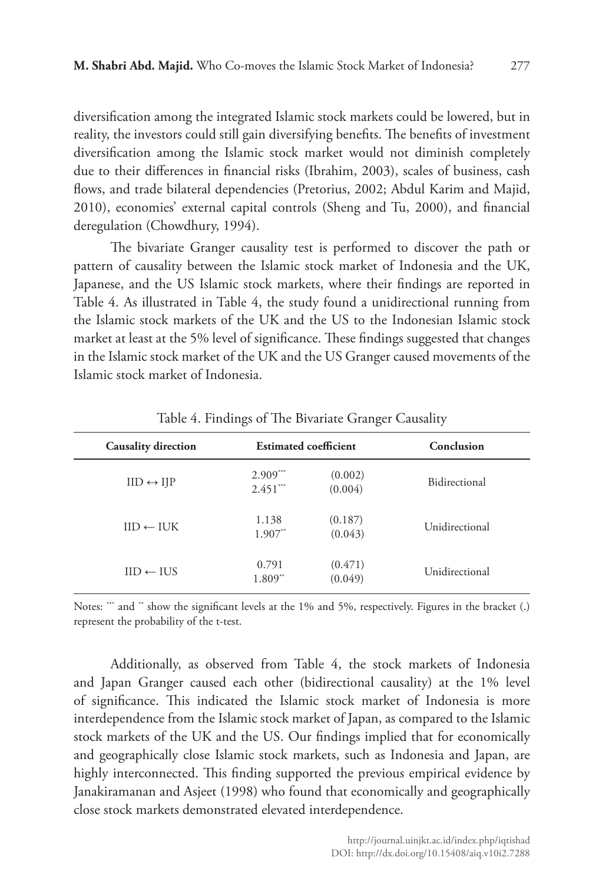diversification among the integrated Islamic stock markets could be lowered, but in reality, the investors could still gain diversifying benefits. The benefits of investment diversification among the Islamic stock market would not diminish completely due to their differences in financial risks (Ibrahim, 2003), scales of business, cash flows, and trade bilateral dependencies (Pretorius, 2002; Abdul Karim and Majid, 2010), economies' external capital controls (Sheng and Tu, 2000), and financial deregulation (Chowdhury, 1994).

The bivariate Granger causality test is performed to discover the path or pattern of causality between the Islamic stock market of Indonesia and the UK, Japanese, and the US Islamic stock markets, where their findings are reported in Table 4. As illustrated in Table 4, the study found a unidirectional running from the Islamic stock markets of the UK and the US to the Indonesian Islamic stock market at least at the 5% level of significance. These findings suggested that changes in the Islamic stock market of the UK and the US Granger caused movements of the Islamic stock market of Indonesia.

Table 4. Findings of The Bivariate Granger Causality

| Causality direction | Estimated coefficient | | Conclusion |
|---|---|---|---|
| IID ↔ IJP | 2.909***<br>2.451*** | (0.002)<br>(0.004) | Bidirectional |
| IID ← IUK | 1.138<br>1.907** | (0.187)<br>(0.043) | Unidirectional |
| IID ← IUS | 0.791<br>1.809** | (0.471)<br>(0.049) | Unidirectional |

Notes: *** and ** show the significant levels at the 1% and 5%, respectively. Figures in the bracket (.) represent the probability of the t-test.

Additionally, as observed from Table 4, the stock markets of Indonesia and Japan Granger caused each other (bidirectional causality) at the 1% level of significance. This indicated the Islamic stock market of Indonesia is more interdependence from the Islamic stock market of Japan, as compared to the Islamic stock markets of the UK and the US. Our findings implied that for economically and geographically close Islamic stock markets, such as Indonesia and Japan, are highly interconnected. This finding supported the previous empirical evidence by Janakiramanan and Asjeet (1998) who found that economically and geographically close stock markets demonstrated elevated interdependence.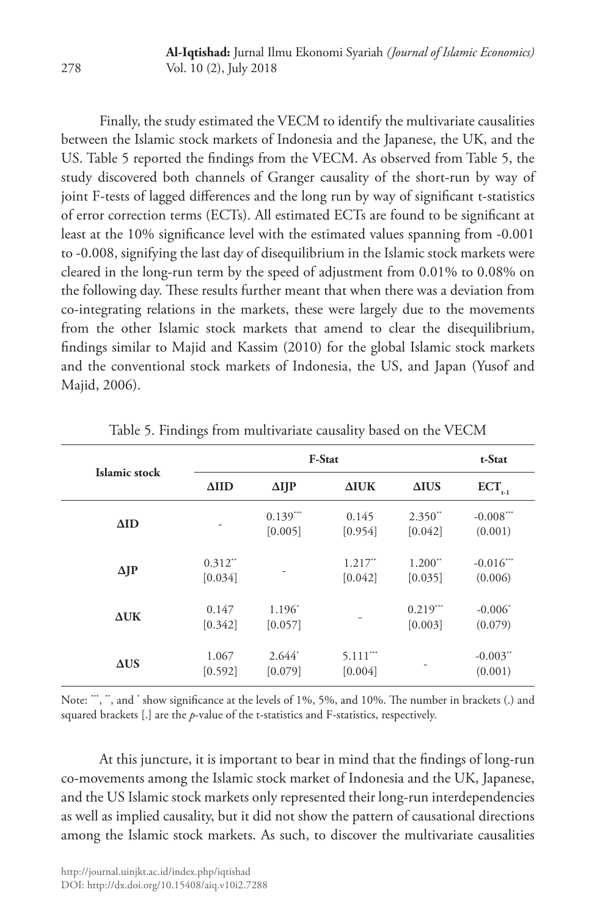Finally, the study estimated the VECM to identify the multivariate causalities between the Islamic stock markets of Indonesia and the Japanese, the UK, and the US. Table 5 reported the findings from the VECM. As observed from Table 5, the study discovered both channels of Granger causality of the short-run by way of joint F-tests of lagged differences and the long run by way of significant t-statistics of error correction terms (ECTs). All estimated ECTs are found to be significant at least at the 10% significance level with the estimated values spanning from -0.001 to -0.008, signifying the last day of disequilibrium in the Islamic stock markets were cleared in the long-run term by the speed of adjustment from 0.01% to 0.08% on the following day. These results further meant that when there was a deviation from co-integrating relations in the markets, these were largely due to the movements from the other Islamic stock markets that amend to clear the disequilibrium, findings similar to Majid and Kassim (2010) for the global Islamic stock markets and the conventional stock markets of Indonesia, the US, and Japan (Yusof and Majid, 2006).

Table 5. Findings from multivariate causality based on the VECM

| Islamic stock | F-Stat | | | | t-Stat |
|---|---|---|---|---|---|
| | ΔIID | ΔIJP | ΔIUK | ΔIUS | $ECT_{t-1}$ |
| ΔID | - | 0.139*** [0.005] | 0.145 [0.954] | 2.350** [0.042] | -0.008*** (0.001) |
| ΔJP | 0.312** [0.034] | - | 1.217** [0.042] | 1.200** [0.035] | -0.016*** (0.006) |
| ΔUK | 0.147 [0.342] | 1.196* [0.057] | - | 0.219*** [0.003] | -0.006* (0.079) |
| ΔUS | 1.067 [0.592] | 2.644* [0.079] | 5.111*** [0.004] | - | -0.003** (0.001) |

Note: ***, **, and * show significance at the levels of 1%, 5%, and 10%. The number in brackets (.) and squared brackets [.] are the *p*-value of the t-statistics and F-statistics, respectively.

At this juncture, it is important to bear in mind that the findings of long-run co-movements among the Islamic stock market of Indonesia and the UK, Japanese, and the US Islamic stock markets only represented their long-run interdependencies as well as implied causality, but it did not show the pattern of causational directions among the Islamic stock markets. As such, to discover the multivariate causalities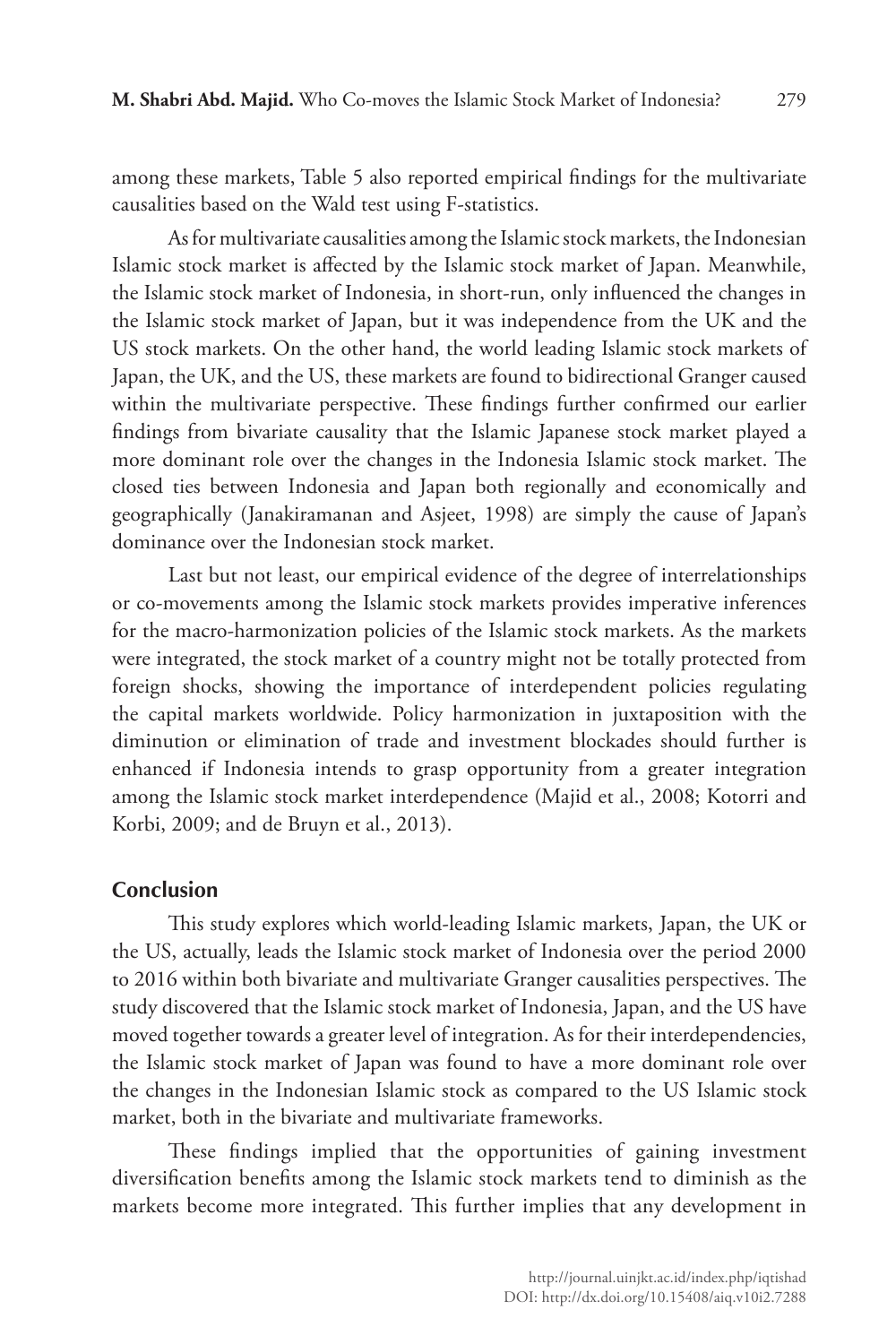among these markets, Table 5 also reported empirical findings for the multivariate causalities based on the Wald test using F-statistics.

As for multivariate causalities among the Islamic stock markets, the Indonesian Islamic stock market is affected by the Islamic stock market of Japan. Meanwhile, the Islamic stock market of Indonesia, in short-run, only influenced the changes in the Islamic stock market of Japan, but it was independence from the UK and the US stock markets. On the other hand, the world leading Islamic stock markets of Japan, the UK, and the US, these markets are found to bidirectional Granger caused within the multivariate perspective. These findings further confirmed our earlier findings from bivariate causality that the Islamic Japanese stock market played a more dominant role over the changes in the Indonesia Islamic stock market. The closed ties between Indonesia and Japan both regionally and economically and geographically (Janakiramanan and Asjeet, 1998) are simply the cause of Japan's dominance over the Indonesian stock market.

Last but not least, our empirical evidence of the degree of interrelationships or co-movements among the Islamic stock markets provides imperative inferences for the macro-harmonization policies of the Islamic stock markets. As the markets were integrated, the stock market of a country might not be totally protected from foreign shocks, showing the importance of interdependent policies regulating the capital markets worldwide. Policy harmonization in juxtaposition with the diminution or elimination of trade and investment blockades should further is enhanced if Indonesia intends to grasp opportunity from a greater integration among the Islamic stock market interdependence (Majid et al., 2008; Kotorri and Korbi, 2009; and de Bruyn et al., 2013).

## Conclusion

This study explores which world-leading Islamic markets, Japan, the UK or the US, actually, leads the Islamic stock market of Indonesia over the period 2000 to 2016 within both bivariate and multivariate Granger causalities perspectives. The study discovered that the Islamic stock market of Indonesia, Japan, and the US have moved together towards a greater level of integration. As for their interdependencies, the Islamic stock market of Japan was found to have a more dominant role over the changes in the Indonesian Islamic stock as compared to the US Islamic stock market, both in the bivariate and multivariate frameworks.

These findings implied that the opportunities of gaining investment diversification benefits among the Islamic stock markets tend to diminish as the markets become more integrated. This further implies that any development in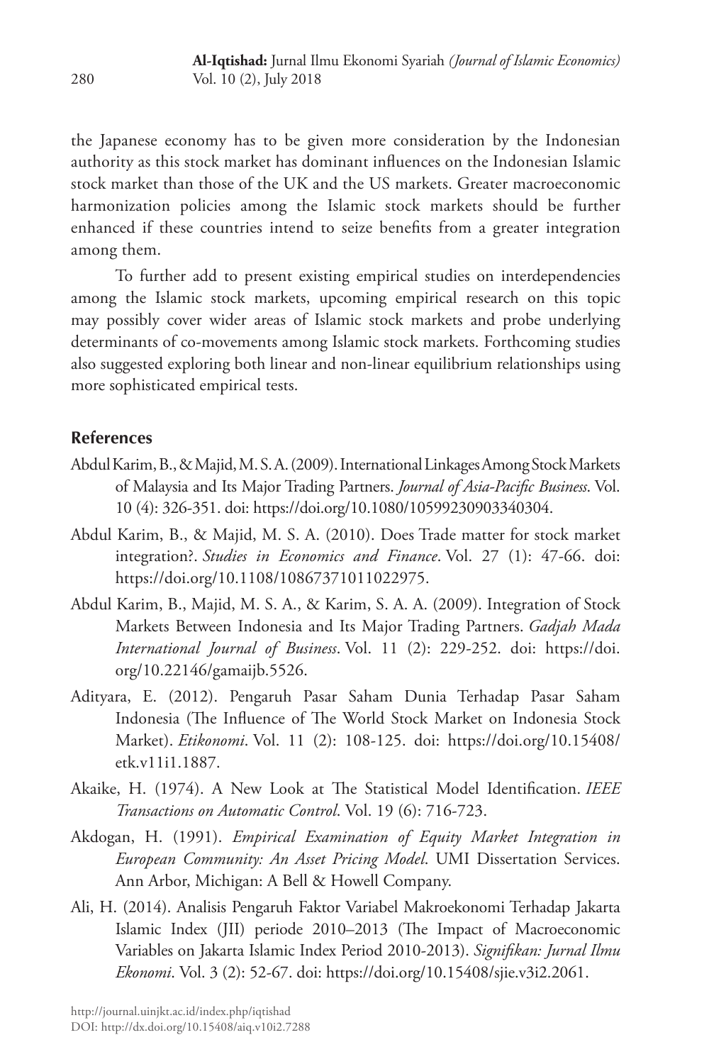the Japanese economy has to be given more consideration by the Indonesian authority as this stock market has dominant influences on the Indonesian Islamic stock market than those of the UK and the US markets. Greater macroeconomic harmonization policies among the Islamic stock markets should be further enhanced if these countries intend to seize benefits from a greater integration among them.

To further add to present existing empirical studies on interdependencies among the Islamic stock markets, upcoming empirical research on this topic may possibly cover wider areas of Islamic stock markets and probe underlying determinants of co-movements among Islamic stock markets. Forthcoming studies also suggested exploring both linear and non-linear equilibrium relationships using more sophisticated empirical tests.

## References

Abdul Karim, B., & Majid, M. S. A. (2009). International Linkages Among Stock Markets of Malaysia and Its Major Trading Partners. *Journal of Asia-Pacific Business*. Vol. 10 (4): 326-351. doi: https://doi.org/10.1080/10599230903340304.

Abdul Karim, B., & Majid, M. S. A. (2010). Does Trade matter for stock market integration?. *Studies in Economics and Finance*. Vol. 27 (1): 47-66. doi: https://doi.org/10.1108/10867371011022975.

Abdul Karim, B., Majid, M. S. A., & Karim, S. A. A. (2009). Integration of Stock Markets Between Indonesia and Its Major Trading Partners. *Gadjah Mada International Journal of Business*. Vol. 11 (2): 229-252. doi: https://doi.org/10.22146/gamaijb.5526.

Adityara, E. (2012). Pengaruh Pasar Saham Dunia Terhadap Pasar Saham Indonesia (The Influence of The World Stock Market on Indonesia Stock Market). *Etikonomi*. Vol. 11 (2): 108-125. doi: https://doi.org/10.15408/etk.v11i1.1887.

Akaike, H. (1974). A New Look at The Statistical Model Identification. *IEEE Transactions on Automatic Control*. Vol. 19 (6): 716-723.

Akdogan, H. (1991). *Empirical Examination of Equity Market Integration in European Community: An Asset Pricing Model*. UMI Dissertation Services. Ann Arbor, Michigan: A Bell & Howell Company.

Ali, H. (2014). Analisis Pengaruh Faktor Variabel Makroekonomi Terhadap Jakarta Islamic Index (JII) periode 2010–2013 (The Impact of Macroeconomic Variables on Jakarta Islamic Index Period 2010-2013). *Signifikan: Jurnal Ilmu Ekonomi*. Vol. 3 (2): 52-67. doi: https://doi.org/10.15408/sjie.v3i2.2061.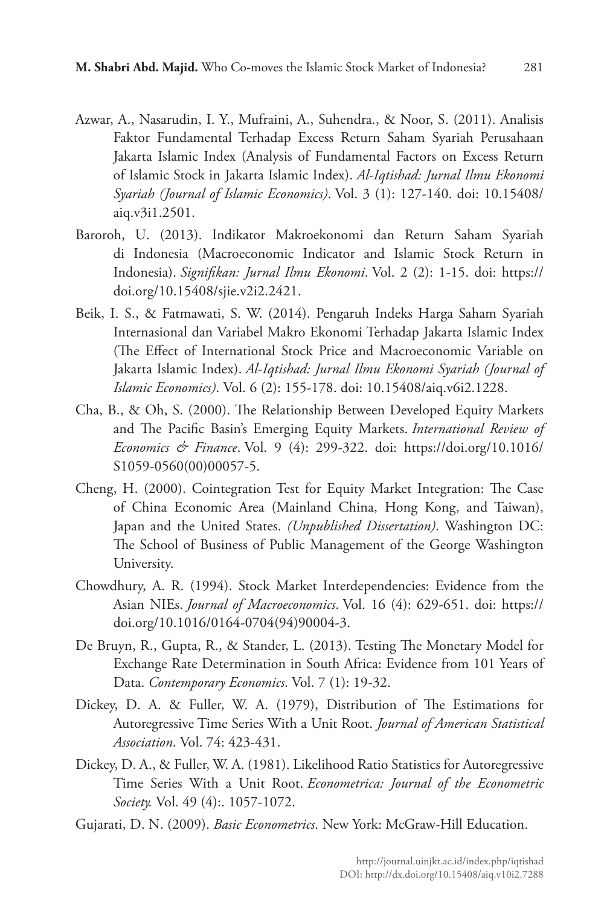Azwar, A., Nasarudin, I. Y., Mufraini, A., Suhendra., & Noor, S. (2011). Analisis Faktor Fundamental Terhadap Excess Return Saham Syariah Perusahaan Jakarta Islamic Index (Analysis of Fundamental Factors on Excess Return of Islamic Stock in Jakarta Islamic Index). *Al-Iqtishad: Jurnal Ilmu Ekonomi Syariah (Journal of Islamic Economics)*. Vol. 3 (1): 127-140. doi: 10.15408/aiq.v3i1.2501.

Baroroh, U. (2013). Indikator Makroekonomi dan Return Saham Syariah di Indonesia (Macroeconomic Indicator and Islamic Stock Return in Indonesia). *Signifikan: Jurnal Ilmu Ekonomi*. Vol. 2 (2): 1-15. doi: https://doi.org/10.15408/sjie.v2i2.2421.

Beik, I. S., & Fatmawati, S. W. (2014). Pengaruh Indeks Harga Saham Syariah Internasional dan Variabel Makro Ekonomi Terhadap Jakarta Islamic Index (The Effect of International Stock Price and Macroeconomic Variable on Jakarta Islamic Index). *Al-Iqtishad: Jurnal Ilmu Ekonomi Syariah (Journal of Islamic Economics)*. Vol. 6 (2): 155-178. doi: 10.15408/aiq.v6i2.1228.

Cha, B., & Oh, S. (2000). The Relationship Between Developed Equity Markets and The Pacific Basin's Emerging Equity Markets. *International Review of Economics & Finance*. Vol. 9 (4): 299-322. doi: https://doi.org/10.1016/S1059-0560(00)00057-5.

Cheng, H. (2000). Cointegration Test for Equity Market Integration: The Case of China Economic Area (Mainland China, Hong Kong, and Taiwan), Japan and the United States. *(Unpublished Dissertation)*. Washington DC: The School of Business of Public Management of the George Washington University.

Chowdhury, A. R. (1994). Stock Market Interdependencies: Evidence from the Asian NIEs. *Journal of Macroeconomics*. Vol. 16 (4): 629-651. doi: https://doi.org/10.1016/0164-0704(94)90004-3.

De Bruyn, R., Gupta, R., & Stander, L. (2013). Testing The Monetary Model for Exchange Rate Determination in South Africa: Evidence from 101 Years of Data. *Contemporary Economics*. Vol. 7 (1): 19-32.

Dickey, D. A. & Fuller, W. A. (1979), Distribution of The Estimations for Autoregressive Time Series With a Unit Root. *Journal of American Statistical Association*. Vol. 74: 423-431.

Dickey, D. A., & Fuller, W. A. (1981). Likelihood Ratio Statistics for Autoregressive Time Series With a Unit Root. *Econometrica: Journal of the Econometric Society.* Vol. 49 (4):. 1057-1072.

Gujarati, D. N. (2009). *Basic Econometrics*. New York: McGraw-Hill Education.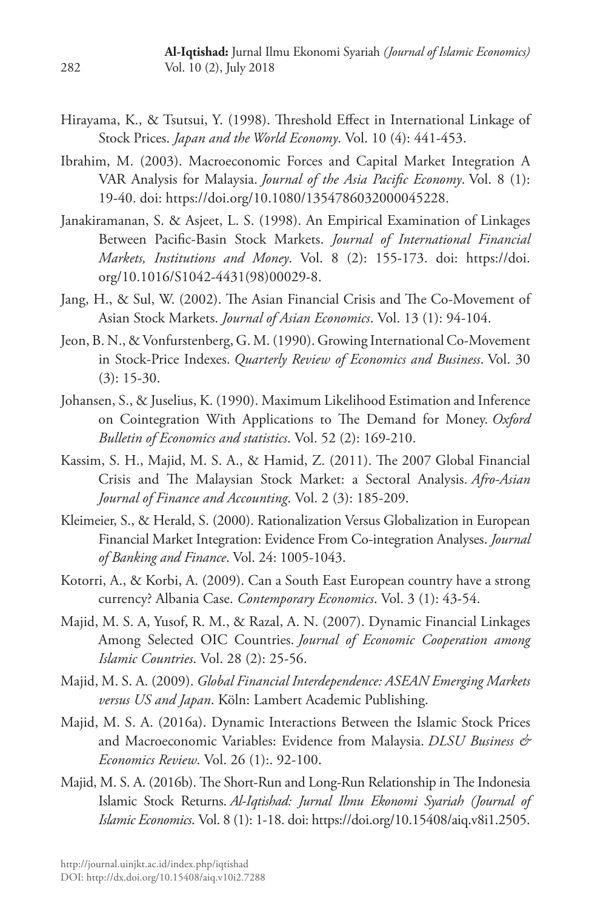Hirayama, K., & Tsutsui, Y. (1998). Threshold Effect in International Linkage of Stock Prices. *Japan and the World Economy*. Vol. 10 (4): 441-453.

Ibrahim, M. (2003). Macroeconomic Forces and Capital Market Integration A VAR Analysis for Malaysia. *Journal of the Asia Pacific Economy*. Vol. 8 (1): 19-40. doi: https://doi.org/10.1080/1354786032000045228.

Janakiramanan, S. & Asjeet, L. S. (1998). An Empirical Examination of Linkages Between Pacific-Basin Stock Markets. *Journal of International Financial Markets, Institutions and Money*. Vol. 8 (2): 155-173. doi: https://doi.org/10.1016/S1042-4431(98)00029-8.

Jang, H., & Sul, W. (2002). The Asian Financial Crisis and The Co-Movement of Asian Stock Markets. *Journal of Asian Economics*. Vol. 13 (1): 94-104.

Jeon, B. N., & Vonfurstenberg, G. M. (1990). Growing International Co-Movement in Stock-Price Indexes. *Quarterly Review of Economics and Business*. Vol. 30 (3): 15-30.

Johansen, S., & Juselius, K. (1990). Maximum Likelihood Estimation and Inference on Cointegration With Applications to The Demand for Money. *Oxford Bulletin of Economics and statistics*. Vol. 52 (2): 169-210.

Kassim, S. H., Majid, M. S. A., & Hamid, Z. (2011). The 2007 Global Financial Crisis and The Malaysian Stock Market: a Sectoral Analysis. *Afro-Asian Journal of Finance and Accounting*. Vol. 2 (3): 185-209.

Kleimeier, S., & Herald, S. (2000). Rationalization Versus Globalization in European Financial Market Integration: Evidence From Co-integration Analyses. *Journal of Banking and Finance*. Vol. 24: 1005-1043.

Kotorri, A., & Korbi, A. (2009). Can a South East European country have a strong currency? Albania Case. *Contemporary Economics*. Vol. 3 (1): 43-54.

Majid, M. S. A, Yusof, R. M., & Razal, A. N. (2007). Dynamic Financial Linkages Among Selected OIC Countries. *Journal of Economic Cooperation among Islamic Countries*. Vol. 28 (2): 25-56.

Majid, M. S. A. (2009). *Global Financial Interdependence: ASEAN Emerging Markets versus US and Japan*. Köln: Lambert Academic Publishing.

Majid, M. S. A. (2016a). Dynamic Interactions Between the Islamic Stock Prices and Macroeconomic Variables: Evidence from Malaysia. *DLSU Business & Economics Review*. Vol. 26 (1):. 92-100.

Majid, M. S. A. (2016b). The Short-Run and Long-Run Relationship in The Indonesia Islamic Stock Returns. *Al-Iqtishad: Jurnal Ilmu Ekonomi Syariah (Journal of Islamic Economics*. Vol. 8 (1): 1-18. doi: https://doi.org/10.15408/aiq.v8i1.2505.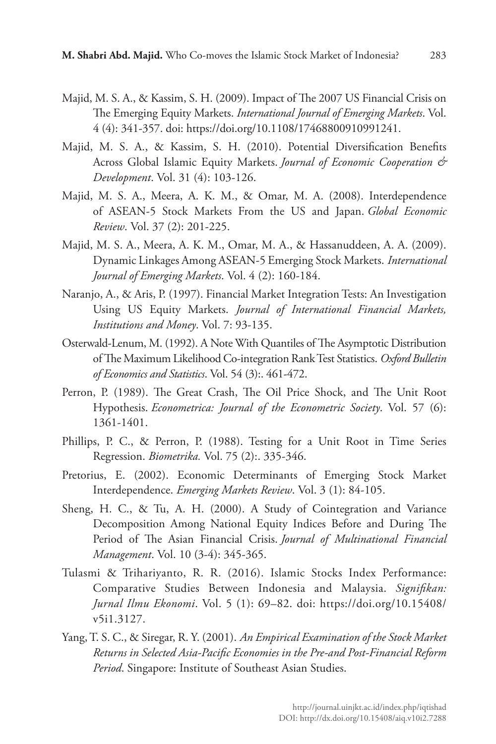Majid, M. S. A., & Kassim, S. H. (2009). Impact of The 2007 US Financial Crisis on The Emerging Equity Markets. *International Journal of Emerging Markets*. Vol. 4 (4): 341-357. doi: https://doi.org/10.1108/17468800910991241.

Majid, M. S. A., & Kassim, S. H. (2010). Potential Diversification Benefits Across Global Islamic Equity Markets. *Journal of Economic Cooperation & Development*. Vol. 31 (4): 103-126.

Majid, M. S. A., Meera, A. K. M., & Omar, M. A. (2008). Interdependence of ASEAN-5 Stock Markets From the US and Japan. *Global Economic Review*. Vol. 37 (2): 201-225.

Majid, M. S. A., Meera, A. K. M., Omar, M. A., & Hassanuddeen, A. A. (2009). Dynamic Linkages Among ASEAN-5 Emerging Stock Markets. *International Journal of Emerging Markets*. Vol. 4 (2): 160-184.

Naranjo, A., & Aris, P. (1997). Financial Market Integration Tests: An Investigation Using US Equity Markets. *Journal of International Financial Markets, Institutions and Money*. Vol. 7: 93-135.

Osterwald-Lenum, M. (1992). A Note With Quantiles of The Asymptotic Distribution of The Maximum Likelihood Co-integration Rank Test Statistics. *Oxford Bulletin of Economics and Statistics*. Vol. 54 (3):. 461-472.

Perron, P. (1989). The Great Crash, The Oil Price Shock, and The Unit Root Hypothesis. *Econometrica: Journal of the Econometric Society*. Vol. 57 (6): 1361-1401.

Phillips, P. C., & Perron, P. (1988). Testing for a Unit Root in Time Series Regression. *Biometrika.* Vol. 75 (2):. 335-346.

Pretorius, E. (2002). Economic Determinants of Emerging Stock Market Interdependence. *Emerging Markets Review*. Vol. 3 (1): 84-105.

Sheng, H. C., & Tu, A. H. (2000). A Study of Cointegration and Variance Decomposition Among National Equity Indices Before and During The Period of The Asian Financial Crisis. *Journal of Multinational Financial Management*. Vol. 10 (3-4): 345-365.

Tulasmi & Trihariyanto, R. R. (2016). Islamic Stocks Index Performance: Comparative Studies Between Indonesia and Malaysia. *Signifikan: Jurnal Ilmu Ekonomi*. Vol. 5 (1): 69–82. doi: https://doi.org/10.15408/v5i1.3127.

Yang, T. S. C., & Siregar, R. Y. (2001). *An Empirical Examination of the Stock Market Returns in Selected Asia-Pacific Economies in the Pre-and Post-Financial Reform Period*. Singapore: Institute of Southeast Asian Studies.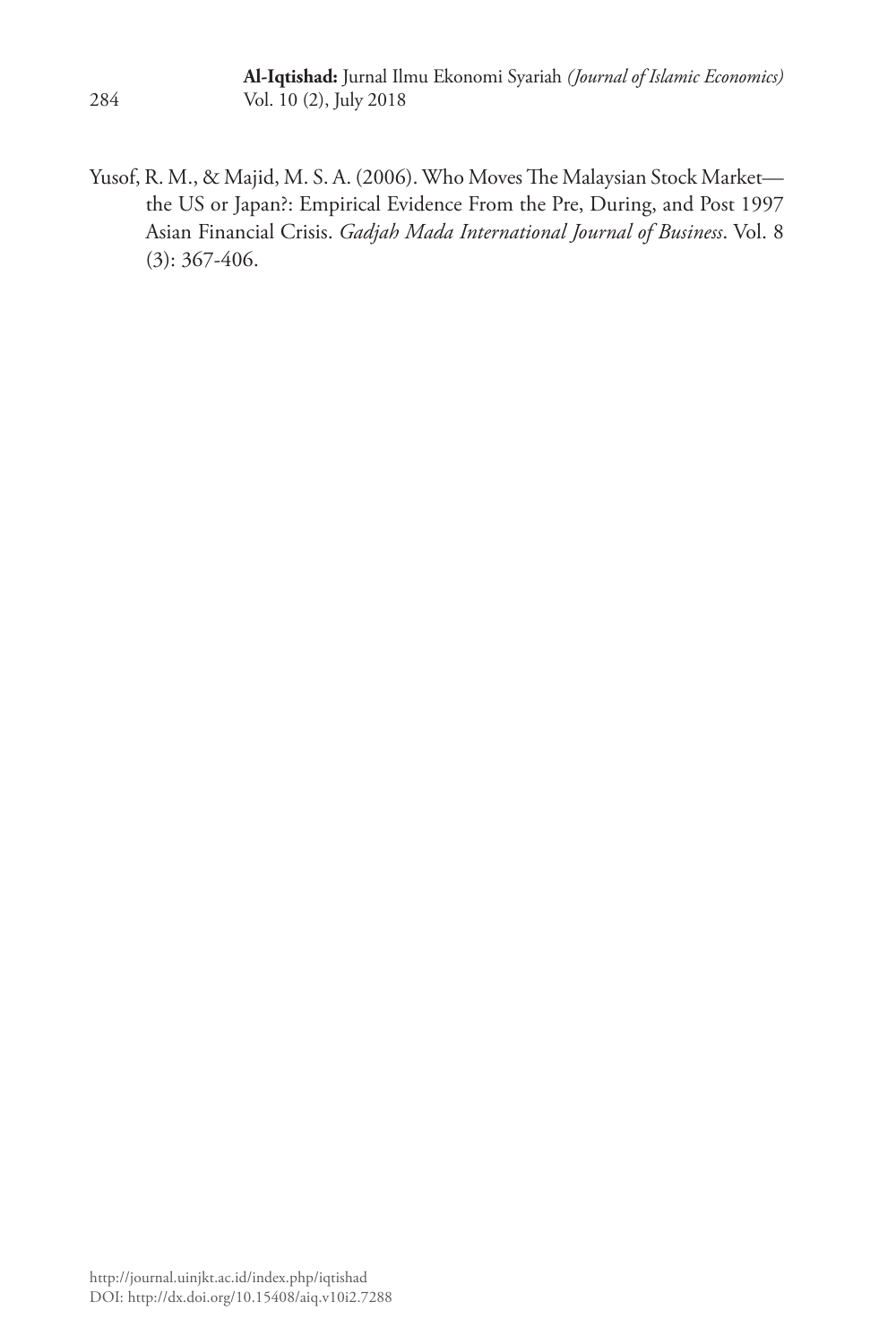Yusof, R. M., & Majid, M. S. A. (2006). Who Moves The Malaysian Stock Market—the US or Japan?: Empirical Evidence From the Pre, During, and Post 1997 Asian Financial Crisis. *Gadjah Mada International Journal of Business*. Vol. 8 (3): 367-406.